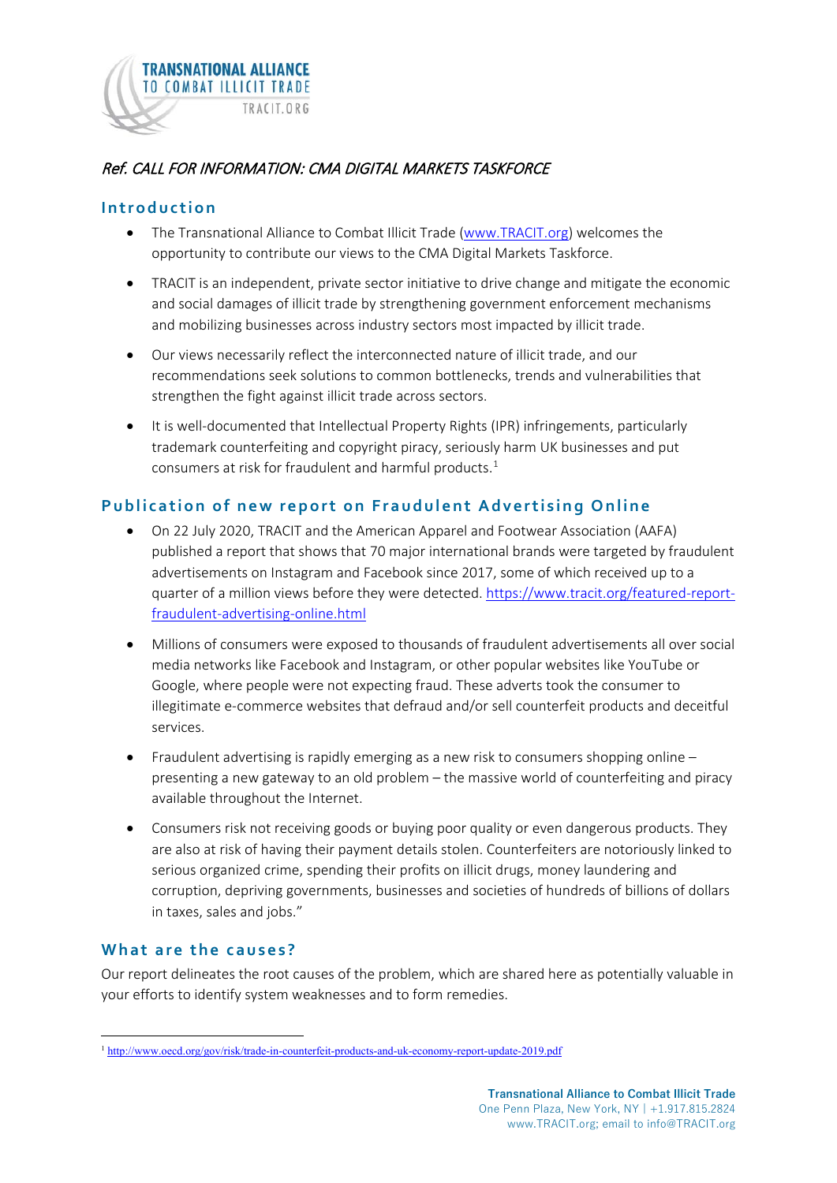TRANSNATIONAL ALLIANCE TO COMBAT ILLICIT TRADE
TRACIT.ORG

*Ref. CALL FOR INFORMATION: CMA DIGITAL MARKETS TASKFORCE*

## Introduction

- The Transnational Alliance to Combat Illicit Trade (www.TRACIT.org) welcomes the opportunity to contribute our views to the CMA Digital Markets Taskforce.
- TRACIT is an independent, private sector initiative to drive change and mitigate the economic and social damages of illicit trade by strengthening government enforcement mechanisms and mobilizing businesses across industry sectors most impacted by illicit trade.
- Our views necessarily reflect the interconnected nature of illicit trade, and our recommendations seek solutions to common bottlenecks, trends and vulnerabilities that strengthen the fight against illicit trade across sectors.
- It is well-documented that Intellectual Property Rights (IPR) infringements, particularly trademark counterfeiting and copyright piracy, seriously harm UK businesses and put consumers at risk for fraudulent and harmful products.[1]

## Publication of new report on Fraudulent Advertising Online

- On 22 July 2020, TRACIT and the American Apparel and Footwear Association (AAFA) published a report that shows that 70 major international brands were targeted by fraudulent advertisements on Instagram and Facebook since 2017, some of which received up to a quarter of a million views before they were detected. https://www.tracit.org/featured-report-fraudulent-advertising-online.html
- Millions of consumers were exposed to thousands of fraudulent advertisements all over social media networks like Facebook and Instagram, or other popular websites like YouTube or Google, where people were not expecting fraud. These adverts took the consumer to illegitimate e-commerce websites that defraud and/or sell counterfeit products and deceitful services.
- Fraudulent advertising is rapidly emerging as a new risk to consumers shopping online – presenting a new gateway to an old problem – the massive world of counterfeiting and piracy available throughout the Internet.
- Consumers risk not receiving goods or buying poor quality or even dangerous products. They are also at risk of having their payment details stolen. Counterfeiters are notoriously linked to serious organized crime, spending their profits on illicit drugs, money laundering and corruption, depriving governments, businesses and societies of hundreds of billions of dollars in taxes, sales and jobs."

## What are the causes?

Our report delineates the root causes of the problem, which are shared here as potentially valuable in your efforts to identify system weaknesses and to form remedies.

[1] http://www.oecd.org/gov/risk/trade-in-counterfeit-products-and-uk-economy-report-update-2019.pdf

**Transnational Alliance to Combat Illicit Trade**
One Penn Plaza, New York, NY | +1.917.815.2824
www.TRACIT.org; email to info@TRACIT.org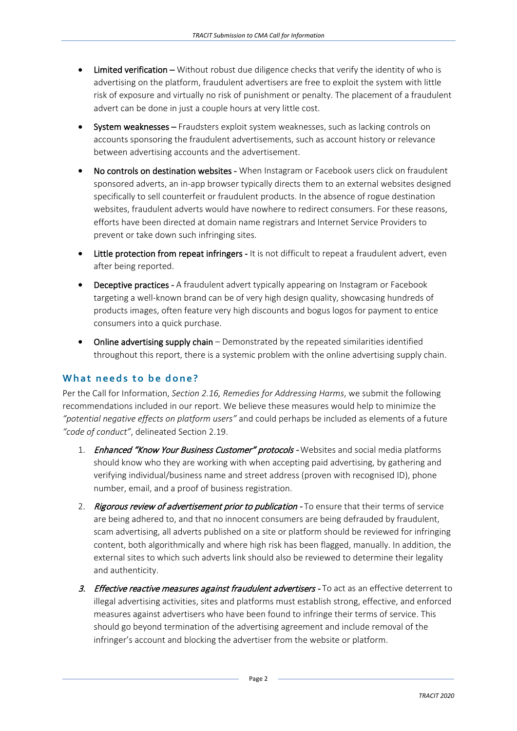- **Limited verification** – Without robust due diligence checks that verify the identity of who is advertising on the platform, fraudulent advertisers are free to exploit the system with little risk of exposure and virtually no risk of punishment or penalty. The placement of a fraudulent advert can be done in just a couple hours at very little cost.

- **System weaknesses** – Fraudsters exploit system weaknesses, such as lacking controls on accounts sponsoring the fraudulent advertisements, such as account history or relevance between advertising accounts and the advertisement.

- **No controls on destination websites** - When Instagram or Facebook users click on fraudulent sponsored adverts, an in-app browser typically directs them to an external websites designed specifically to sell counterfeit or fraudulent products. In the absence of rogue destination websites, fraudulent adverts would have nowhere to redirect consumers. For these reasons, efforts have been directed at domain name registrars and Internet Service Providers to prevent or take down such infringing sites.

- **Little protection from repeat infringers** - It is not difficult to repeat a fraudulent advert, even after being reported.

- **Deceptive practices** - A fraudulent advert typically appearing on Instagram or Facebook targeting a well-known brand can be of very high design quality, showcasing hundreds of products images, often feature very high discounts and bogus logos for payment to entice consumers into a quick purchase.

- **Online advertising supply chain** – Demonstrated by the repeated similarities identified throughout this report, there is a systemic problem with the online advertising supply chain.

## What needs to be done?

Per the Call for Information, *Section 2.16, Remedies for Addressing Harms*, we submit the following recommendations included in our report. We believe these measures would help to minimize the *"potential negative effects on platform users"* and could perhaps be included as elements of a future *"code of conduct"*, delineated Section 2.19.

1. ***Enhanced "Know Your Business Customer" protocols*** - Websites and social media platforms should know who they are working with when accepting paid advertising, by gathering and verifying individual/business name and street address (proven with recognised ID), phone number, email, and a proof of business registration.

2. ***Rigorous review of advertisement prior to publication*** - To ensure that their terms of service are being adhered to, and that no innocent consumers are being defrauded by fraudulent, scam advertising, all adverts published on a site or platform should be reviewed for infringing content, both algorithmically and where high risk has been flagged, manually. In addition, the external sites to which such adverts link should also be reviewed to determine their legality and authenticity.

3. ***Effective reactive measures against fraudulent advertisers*** - To act as an effective deterrent to illegal advertising activities, sites and platforms must establish strong, effective, and enforced measures against advertisers who have been found to infringe their terms of service. This should go beyond termination of the advertising agreement and include removal of the infringer's account and blocking the advertiser from the website or platform.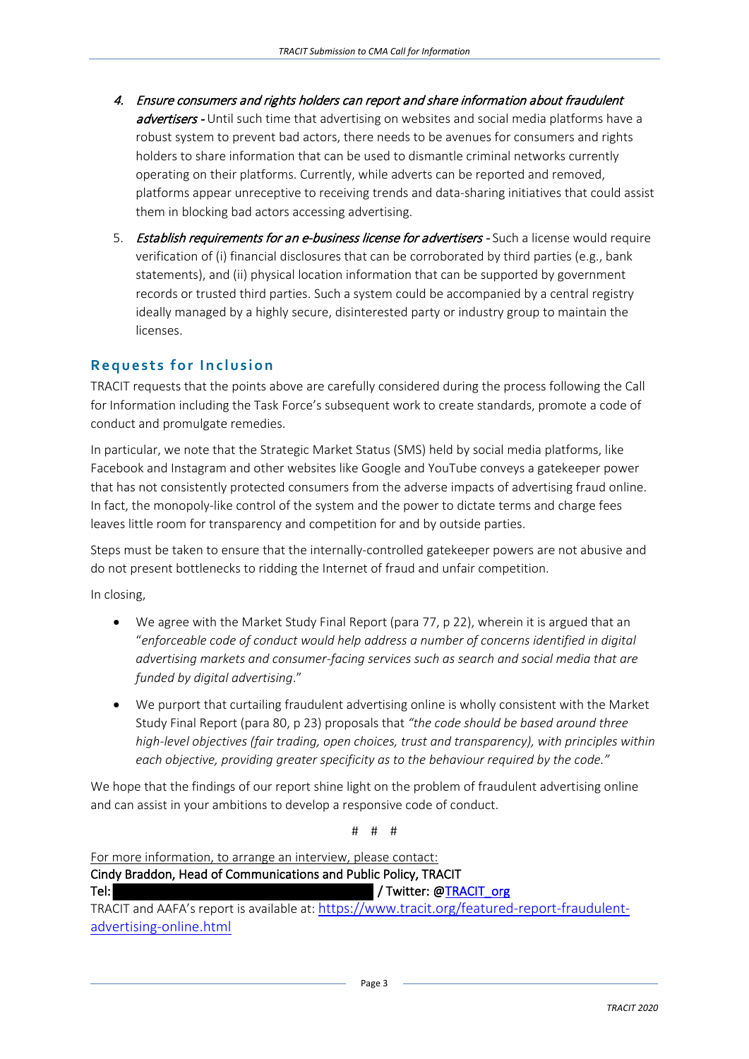4. *Ensure consumers and rights holders can report and share information about fraudulent advertisers* - Until such time that advertising on websites and social media platforms have a robust system to prevent bad actors, there needs to be avenues for consumers and rights holders to share information that can be used to dismantle criminal networks currently operating on their platforms. Currently, while adverts can be reported and removed, platforms appear unreceptive to receiving trends and data-sharing initiatives that could assist them in blocking bad actors accessing advertising.

5. *Establish requirements for an e-business license for advertisers* - Such a license would require verification of (i) financial disclosures that can be corroborated by third parties (e.g., bank statements), and (ii) physical location information that can be supported by government records or trusted third parties. Such a system could be accompanied by a central registry ideally managed by a highly secure, disinterested party or industry group to maintain the licenses.

## Requests for Inclusion

TRACIT requests that the points above are carefully considered during the process following the Call for Information including the Task Force's subsequent work to create standards, promote a code of conduct and promulgate remedies.

In particular, we note that the Strategic Market Status (SMS) held by social media platforms, like Facebook and Instagram and other websites like Google and YouTube conveys a gatekeeper power that has not consistently protected consumers from the adverse impacts of advertising fraud online. In fact, the monopoly-like control of the system and the power to dictate terms and charge fees leaves little room for transparency and competition for and by outside parties.

Steps must be taken to ensure that the internally-controlled gatekeeper powers are not abusive and do not present bottlenecks to ridding the Internet of fraud and unfair competition.

In closing,

- We agree with the Market Study Final Report (para 77, p 22), wherein it is argued that an "*enforceable code of conduct would help address a number of concerns identified in digital advertising markets and consumer-facing services such as search and social media that are funded by digital advertising*."
- We purport that curtailing fraudulent advertising online is wholly consistent with the Market Study Final Report (para 80, p 23) proposals that *"the code should be based around three high-level objectives (fair trading, open choices, trust and transparency), with principles within each objective, providing greater specificity as to the behaviour required by the code."*

We hope that the findings of our report shine light on the problem of fraudulent advertising online and can assist in your ambitions to develop a responsive code of conduct.

# # #

For more information, to arrange an interview, please contact:
Cindy Braddon, Head of Communications and Public Policy, TRACIT
Tel: [redacted] / Twitter: @TRACIT_org
TRACIT and AAFA's report is available at: https://www.tracit.org/featured-report-fraudulent-advertising-online.html